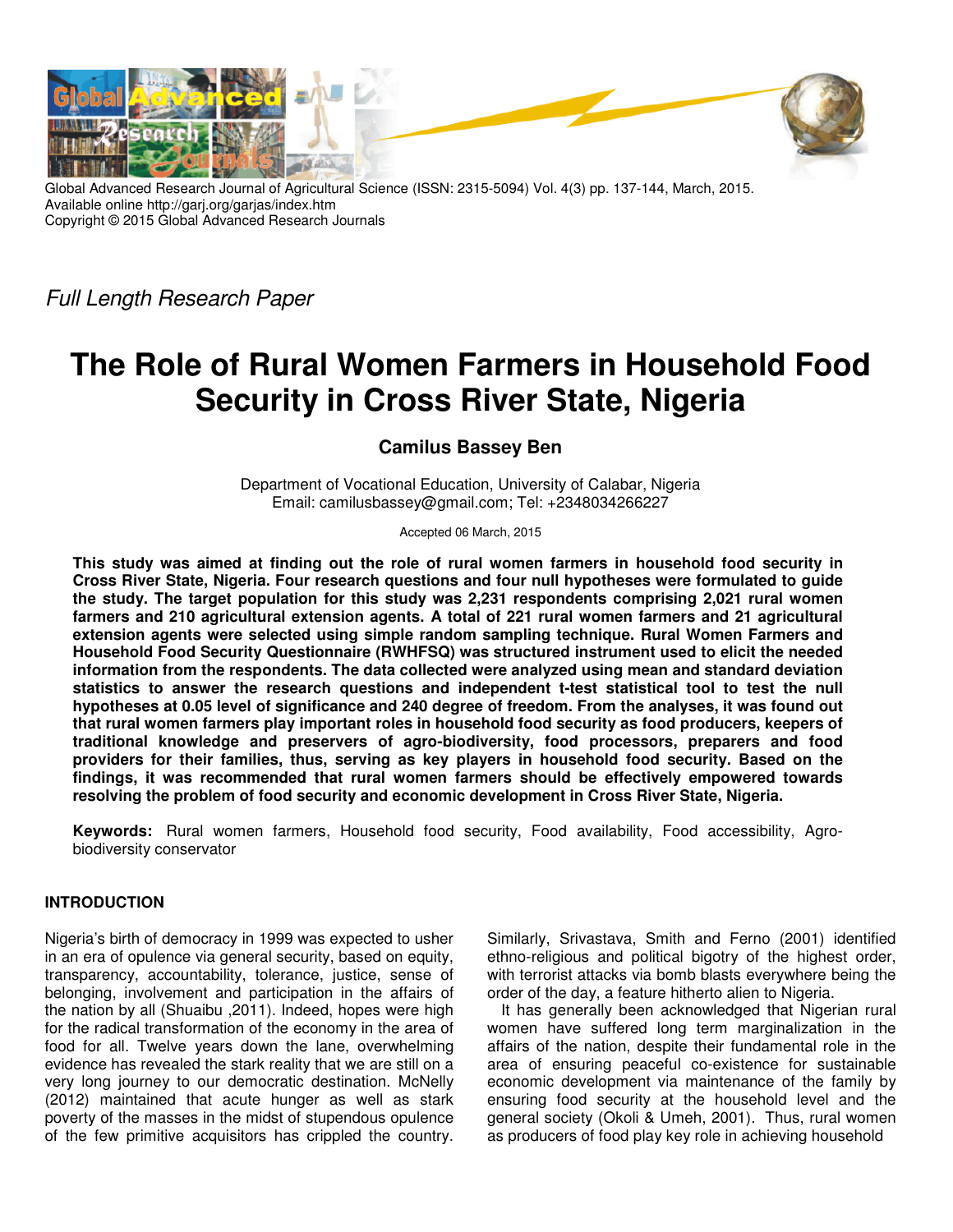Global Advanced Research Journal of Agricultural Science (ISSN: 2315-5094) Vol. 4(3) pp. 137-144, March, 2015.
Available online http://garj.org/garjas/index.htm
Copyright © 2015 Global Advanced Research Journals

*Full Length Research Paper*

# The Role of Rural Women Farmers in Household Food Security in Cross River State, Nigeria

**Camilus Bassey Ben**

Department of Vocational Education, University of Calabar, Nigeria
Email: camilusbassey@gmail.com; Tel: +2348034266227

Accepted 06 March, 2015

**This study was aimed at finding out the role of rural women farmers in household food security in Cross River State, Nigeria. Four research questions and four null hypotheses were formulated to guide the study. The target population for this study was 2,231 respondents comprising 2,021 rural women farmers and 210 agricultural extension agents. A total of 221 rural women farmers and 21 agricultural extension agents were selected using simple random sampling technique. Rural Women Farmers and Household Food Security Questionnaire (RWHFSQ) was structured instrument used to elicit the needed information from the respondents. The data collected were analyzed using mean and standard deviation statistics to answer the research questions and independent t-test statistical tool to test the null hypotheses at 0.05 level of significance and 240 degree of freedom. From the analyses, it was found out that rural women farmers play important roles in household food security as food producers, keepers of traditional knowledge and preservers of agro-biodiversity, food processors, preparers and food providers for their families, thus, serving as key players in household food security. Based on the findings, it was recommended that rural women farmers should be effectively empowered towards resolving the problem of food security and economic development in Cross River State, Nigeria.**

**Keywords:** Rural women farmers, Household food security, Food availability, Food accessibility, Agro-biodiversity conservator

## INTRODUCTION

Nigeria's birth of democracy in 1999 was expected to usher in an era of opulence via general security, based on equity, transparency, accountability, tolerance, justice, sense of belonging, involvement and participation in the affairs of the nation by all (Shuaibu ,2011). Indeed, hopes were high for the radical transformation of the economy in the area of food for all. Twelve years down the lane, overwhelming evidence has revealed the stark reality that we are still on a very long journey to our democratic destination. McNelly (2012) maintained that acute hunger as well as stark poverty of the masses in the midst of stupendous opulence of the few primitive acquisitors has crippled the country. Similarly, Srivastava, Smith and Ferno (2001) identified ethno-religious and political bigotry of the highest order, with terrorist attacks via bomb blasts everywhere being the order of the day, a feature hitherto alien to Nigeria.

It has generally been acknowledged that Nigerian rural women have suffered long term marginalization in the affairs of the nation, despite their fundamental role in the area of ensuring peaceful co-existence for sustainable economic development via maintenance of the family by ensuring food security at the household level and the general society (Okoli & Umeh, 2001). Thus, rural women as producers of food play key role in achieving household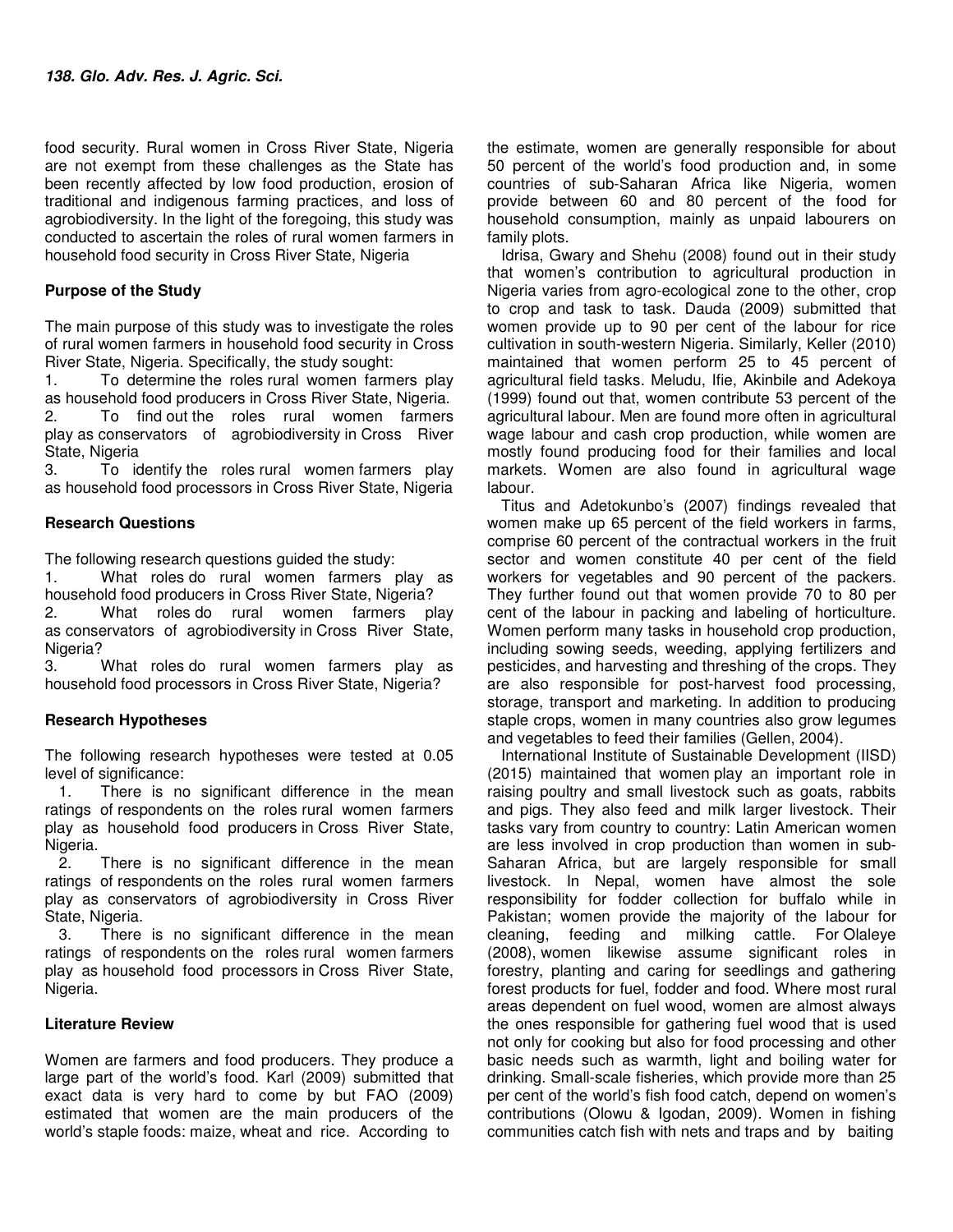food security. Rural women in Cross River State, Nigeria are not exempt from these challenges as the State has been recently affected by low food production, erosion of traditional and indigenous farming practices, and loss of agrobiodiversity. In the light of the foregoing, this study was conducted to ascertain the roles of rural women farmers in household food security in Cross River State, Nigeria

## Purpose of the Study

The main purpose of this study was to investigate the roles of rural women farmers in household food security in Cross River State, Nigeria. Specifically, the study sought:

1. To determine the roles rural women farmers play as household food producers in Cross River State, Nigeria.
2. To find out the roles rural women farmers play as conservators of agrobiodiversity in Cross River State, Nigeria
3. To identify the roles rural women farmers play as household food processors in Cross River State, Nigeria

## Research Questions

The following research questions guided the study:

1. What roles do rural women farmers play as household food producers in Cross River State, Nigeria?
2. What roles do rural women farmers play as conservators of agrobiodiversity in Cross River State, Nigeria?
3. What roles do rural women farmers play as household food processors in Cross River State, Nigeria?

## Research Hypotheses

The following research hypotheses were tested at 0.05 level of significance:

1. There is no significant difference in the mean ratings of respondents on the roles rural women farmers play as household food producers in Cross River State, Nigeria.
2. There is no significant difference in the mean ratings of respondents on the roles rural women farmers play as conservators of agrobiodiversity in Cross River State, Nigeria.
3. There is no significant difference in the mean ratings of respondents on the roles rural women farmers play as household food processors in Cross River State, Nigeria.

## Literature Review

Women are farmers and food producers. They produce a large part of the world's food. Karl (2009) submitted that exact data is very hard to come by but FAO (2009) estimated that women are the main producers of the world's staple foods: maize, wheat and rice. According to the estimate, women are generally responsible for about 50 percent of the world's food production and, in some countries of sub-Saharan Africa like Nigeria, women provide between 60 and 80 percent of the food for household consumption, mainly as unpaid labourers on family plots.

Idrisa, Gwary and Shehu (2008) found out in their study that women's contribution to agricultural production in Nigeria varies from agro-ecological zone to the other, crop to crop and task to task. Dauda (2009) submitted that women provide up to 90 per cent of the labour for rice cultivation in south-western Nigeria. Similarly, Keller (2010) maintained that women perform 25 to 45 percent of agricultural field tasks. Meludu, Ifie, Akinbile and Adekoya (1999) found out that, women contribute 53 percent of the agricultural labour. Men are found more often in agricultural wage labour and cash crop production, while women are mostly found producing food for their families and local markets. Women are also found in agricultural wage labour.

Titus and Adetokunbo's (2007) findings revealed that women make up 65 percent of the field workers in farms, comprise 60 percent of the contractual workers in the fruit sector and women constitute 40 per cent of the field workers for vegetables and 90 percent of the packers. They further found out that women provide 70 to 80 per cent of the labour in packing and labeling of horticulture. Women perform many tasks in household crop production, including sowing seeds, weeding, applying fertilizers and pesticides, and harvesting and threshing of the crops. They are also responsible for post-harvest food processing, storage, transport and marketing. In addition to producing staple crops, women in many countries also grow legumes and vegetables to feed their families (Gellen, 2004).

International Institute of Sustainable Development (IISD) (2015) maintained that women play an important role in raising poultry and small livestock such as goats, rabbits and pigs. They also feed and milk larger livestock. Their tasks vary from country to country: Latin American women are less involved in crop production than women in sub-Saharan Africa, but are largely responsible for small livestock. In Nepal, women have almost the sole responsibility for fodder collection for buffalo while in Pakistan; women provide the majority of the labour for cleaning, feeding and milking cattle. For Olaleye (2008), women likewise assume significant roles in forestry, planting and caring for seedlings and gathering forest products for fuel, fodder and food. Where most rural areas dependent on fuel wood, women are almost always the ones responsible for gathering fuel wood that is used not only for cooking but also for food processing and other basic needs such as warmth, light and boiling water for drinking. Small-scale fisheries, which provide more than 25 per cent of the world's fish food catch, depend on women's contributions (Olowu & Igodan, 2009). Women in fishing communities catch fish with nets and traps and by baiting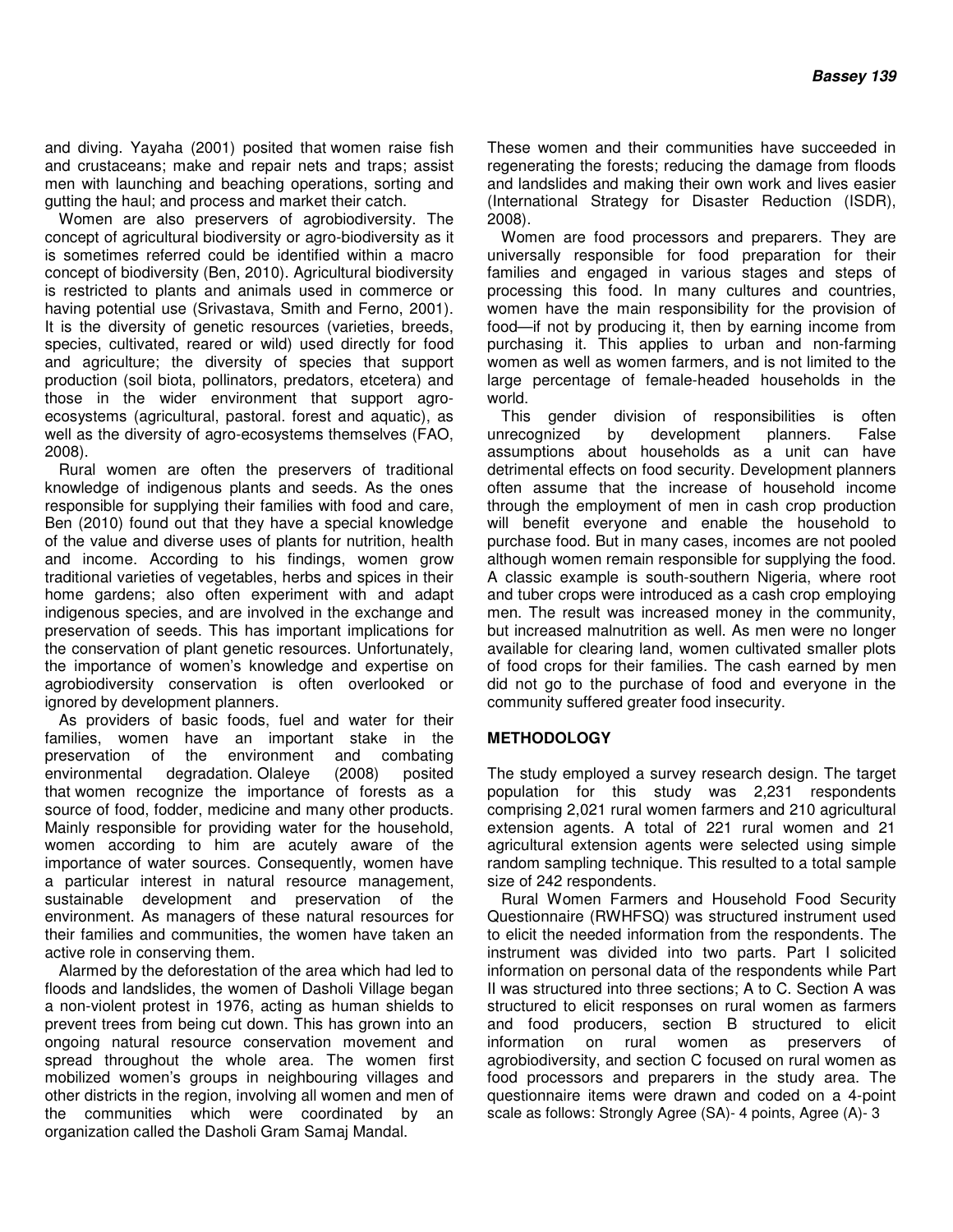and diving. Yayaha (2001) posited that women raise fish and crustaceans; make and repair nets and traps; assist men with launching and beaching operations, sorting and gutting the haul; and process and market their catch.

Women are also preservers of agrobiodiversity. The concept of agricultural biodiversity or agro-biodiversity as it is sometimes referred could be identified within a macro concept of biodiversity (Ben, 2010). Agricultural biodiversity is restricted to plants and animals used in commerce or having potential use (Srivastava, Smith and Ferno, 2001). It is the diversity of genetic resources (varieties, breeds, species, cultivated, reared or wild) used directly for food and agriculture; the diversity of species that support production (soil biota, pollinators, predators, etcetera) and those in the wider environment that support agro-ecosystems (agricultural, pastoral. forest and aquatic), as well as the diversity of agro-ecosystems themselves (FAO, 2008).

Rural women are often the preservers of traditional knowledge of indigenous plants and seeds. As the ones responsible for supplying their families with food and care, Ben (2010) found out that they have a special knowledge of the value and diverse uses of plants for nutrition, health and income. According to his findings, women grow traditional varieties of vegetables, herbs and spices in their home gardens; also often experiment with and adapt indigenous species, and are involved in the exchange and preservation of seeds. This has important implications for the conservation of plant genetic resources. Unfortunately, the importance of women's knowledge and expertise on agrobiodiversity conservation is often overlooked or ignored by development planners.

As providers of basic foods, fuel and water for their families, women have an important stake in the preservation of the environment and combating environmental degradation. Olaleye (2008) posited that women recognize the importance of forests as a source of food, fodder, medicine and many other products. Mainly responsible for providing water for the household, women according to him are acutely aware of the importance of water sources. Consequently, women have a particular interest in natural resource management, sustainable development and preservation of the environment. As managers of these natural resources for their families and communities, the women have taken an active role in conserving them.

Alarmed by the deforestation of the area which had led to floods and landslides, the women of Dasholi Village began a non-violent protest in 1976, acting as human shields to prevent trees from being cut down. This has grown into an ongoing natural resource conservation movement and spread throughout the whole area. The women first mobilized women's groups in neighbouring villages and other districts in the region, involving all women and men of the communities which were coordinated by an organization called the Dasholi Gram Samaj Mandal. These women and their communities have succeeded in regenerating the forests; reducing the damage from floods and landslides and making their own work and lives easier (International Strategy for Disaster Reduction (ISDR), 2008).

Women are food processors and preparers. They are universally responsible for food preparation for their families and engaged in various stages and steps of processing this food. In many cultures and countries, women have the main responsibility for the provision of food—if not by producing it, then by earning income from purchasing it. This applies to urban and non-farming women as well as women farmers, and is not limited to the large percentage of female-headed households in the world.

This gender division of responsibilities is often unrecognized by development planners. False assumptions about households as a unit can have detrimental effects on food security. Development planners often assume that the increase of household income through the employment of men in cash crop production will benefit everyone and enable the household to purchase food. But in many cases, incomes are not pooled although women remain responsible for supplying the food. A classic example is south-southern Nigeria, where root and tuber crops were introduced as a cash crop employing men. The result was increased money in the community, but increased malnutrition as well. As men were no longer available for clearing land, women cultivated smaller plots of food crops for their families. The cash earned by men did not go to the purchase of food and everyone in the community suffered greater food insecurity.

## METHODOLOGY

The study employed a survey research design. The target population for this study was 2,231 respondents comprising 2,021 rural women farmers and 210 agricultural extension agents. A total of 221 rural women and 21 agricultural extension agents were selected using simple random sampling technique. This resulted to a total sample size of 242 respondents.

Rural Women Farmers and Household Food Security Questionnaire (RWHFSQ) was structured instrument used to elicit the needed information from the respondents. The instrument was divided into two parts. Part I solicited information on personal data of the respondents while Part II was structured into three sections; A to C. Section A was structured to elicit responses on rural women as farmers and food producers, section B structured to elicit information on rural women as preservers of agrobiodiversity, and section C focused on rural women as food processors and preparers in the study area. The questionnaire items were drawn and coded on a 4-point scale as follows: Strongly Agree (SA)- 4 points, Agree (A)- 3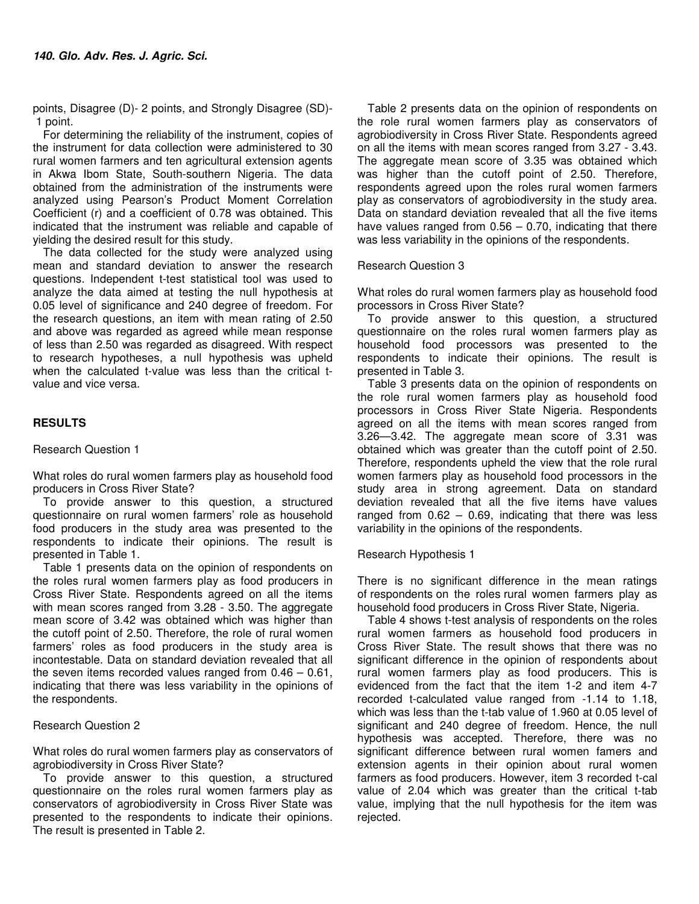points, Disagree (D)- 2 points, and Strongly Disagree (SD)- 1 point.

For determining the reliability of the instrument, copies of the instrument for data collection were administered to 30 rural women farmers and ten agricultural extension agents in Akwa Ibom State, South-southern Nigeria. The data obtained from the administration of the instruments were analyzed using Pearson's Product Moment Correlation Coefficient (r) and a coefficient of 0.78 was obtained. This indicated that the instrument was reliable and capable of yielding the desired result for this study.

The data collected for the study were analyzed using mean and standard deviation to answer the research questions. Independent t-test statistical tool was used to analyze the data aimed at testing the null hypothesis at 0.05 level of significance and 240 degree of freedom. For the research questions, an item with mean rating of 2.50 and above was regarded as agreed while mean response of less than 2.50 was regarded as disagreed. With respect to research hypotheses, a null hypothesis was upheld when the calculated t-value was less than the critical t-value and vice versa.

## RESULTS

Research Question 1

What roles do rural women farmers play as household food producers in Cross River State?

To provide answer to this question, a structured questionnaire on rural women farmers' role as household food producers in the study area was presented to the respondents to indicate their opinions. The result is presented in Table 1.

Table 1 presents data on the opinion of respondents on the roles rural women farmers play as food producers in Cross River State. Respondents agreed on all the items with mean scores ranged from 3.28 - 3.50. The aggregate mean score of 3.42 was obtained which was higher than the cutoff point of 2.50. Therefore, the role of rural women farmers' roles as food producers in the study area is incontestable. Data on standard deviation revealed that all the seven items recorded values ranged from 0.46 – 0.61, indicating that there was less variability in the opinions of the respondents.

Research Question 2

What roles do rural women farmers play as conservators of agrobiodiversity in Cross River State?

To provide answer to this question, a structured questionnaire on the roles rural women farmers play as conservators of agrobiodiversity in Cross River State was presented to the respondents to indicate their opinions. The result is presented in Table 2.

Table 2 presents data on the opinion of respondents on the role rural women farmers play as conservators of agrobiodiversity in Cross River State. Respondents agreed on all the items with mean scores ranged from 3.27 - 3.43. The aggregate mean score of 3.35 was obtained which was higher than the cutoff point of 2.50. Therefore, respondents agreed upon the roles rural women farmers play as conservators of agrobiodiversity in the study area. Data on standard deviation revealed that all the five items have values ranged from 0.56 – 0.70, indicating that there was less variability in the opinions of the respondents.

Research Question 3

What roles do rural women farmers play as household food processors in Cross River State?

To provide answer to this question, a structured questionnaire on the roles rural women farmers play as household food processors was presented to the respondents to indicate their opinions. The result is presented in Table 3.

Table 3 presents data on the opinion of respondents on the role rural women farmers play as household food processors in Cross River State Nigeria. Respondents agreed on all the items with mean scores ranged from 3.26—3.42. The aggregate mean score of 3.31 was obtained which was greater than the cutoff point of 2.50. Therefore, respondents upheld the view that the role rural women farmers play as household food processors in the study area in strong agreement. Data on standard deviation revealed that all the five items have values ranged from 0.62 – 0.69, indicating that there was less variability in the opinions of the respondents.

Research Hypothesis 1

There is no significant difference in the mean ratings of respondents on the roles rural women farmers play as household food producers in Cross River State, Nigeria.

Table 4 shows t-test analysis of respondents on the roles rural women farmers as household food producers in Cross River State. The result shows that there was no significant difference in the opinion of respondents about rural women farmers play as food producers. This is evidenced from the fact that the item 1-2 and item 4-7 recorded t-calculated value ranged from -1.14 to 1.18, which was less than the t-tab value of 1.960 at 0.05 level of significant and 240 degree of freedom. Hence, the null hypothesis was accepted. Therefore, there was no significant difference between rural women famers and extension agents in their opinion about rural women farmers as food producers. However, item 3 recorded t-cal value of 2.04 which was greater than the critical t-tab value, implying that the null hypothesis for the item was rejected.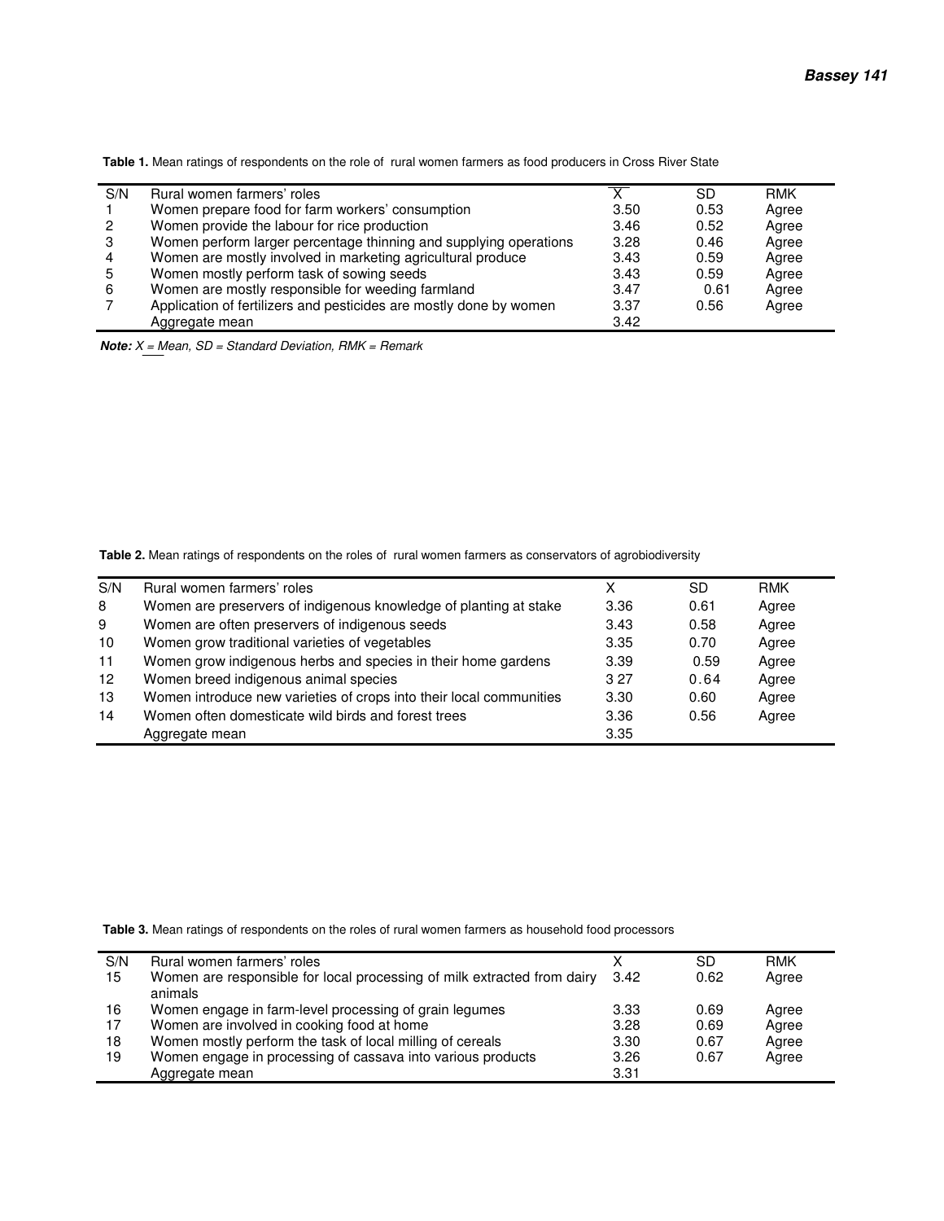**Table 1.** Mean ratings of respondents on the role of rural women farmers as food producers in Cross River State

| S/N | Rural women farmers' roles | X | SD | RMK |
|---|---|---|---|---|
| 1 | Women prepare food for farm workers' consumption | 3.50 | 0.53 | Agree |
| 2 | Women provide the labour for rice production | 3.46 | 0.52 | Agree |
| 3 | Women perform larger percentage thinning and supplying operations | 3.28 | 0.46 | Agree |
| 4 | Women are mostly involved in marketing agricultural produce | 3.43 | 0.59 | Agree |
| 5 | Women mostly perform task of sowing seeds | 3.43 | 0.59 | Agree |
| 6 | Women are mostly responsible for weeding farmland | 3.47 | 0.61 | Agree |
| 7 | Application of fertilizers and pesticides are mostly done by women | 3.37 | 0.56 | Agree |
| | Aggregate mean | 3.42 | | |

***Note:*** *X = Mean, SD = Standard Deviation, RMK = Remark*

**Table 2.** Mean ratings of respondents on the roles of rural women farmers as conservators of agrobiodiversity

| S/N | Rural women farmers' roles | X | SD | RMK |
|---|---|---|---|---|
| 8 | Women are preservers of indigenous knowledge of planting at stake | 3.36 | 0.61 | Agree |
| 9 | Women are often preservers of indigenous seeds | 3.43 | 0.58 | Agree |
| 10 | Women grow traditional varieties of vegetables | 3.35 | 0.70 | Agree |
| 11 | Women grow indigenous herbs and species in their home gardens | 3.39 | 0.59 | Agree |
| 12 | Women breed indigenous animal species | 3 27 | 0.64 | Agree |
| 13 | Women introduce new varieties of crops into their local communities | 3.30 | 0.60 | Agree |
| 14 | Women often domesticate wild birds and forest trees | 3.36 | 0.56 | Agree |
| | Aggregate mean | 3.35 | | |

**Table 3.** Mean ratings of respondents on the roles of rural women farmers as household food processors

| S/N | Rural women farmers' roles | X | SD | RMK |
|---|---|---|---|---|
| 15 | Women are responsible for local processing of milk extracted from dairy animals | 3.42 | 0.62 | Agree |
| 16 | Women engage in farm-level processing of grain legumes | 3.33 | 0.69 | Agree |
| 17 | Women are involved in cooking food at home | 3.28 | 0.69 | Agree |
| 18 | Women mostly perform the task of local milling of cereals | 3.30 | 0.67 | Agree |
| 19 | Women engage in processing of cassava into various products | 3.26 | 0.67 | Agree |
| | Aggregate mean | 3.31 | | |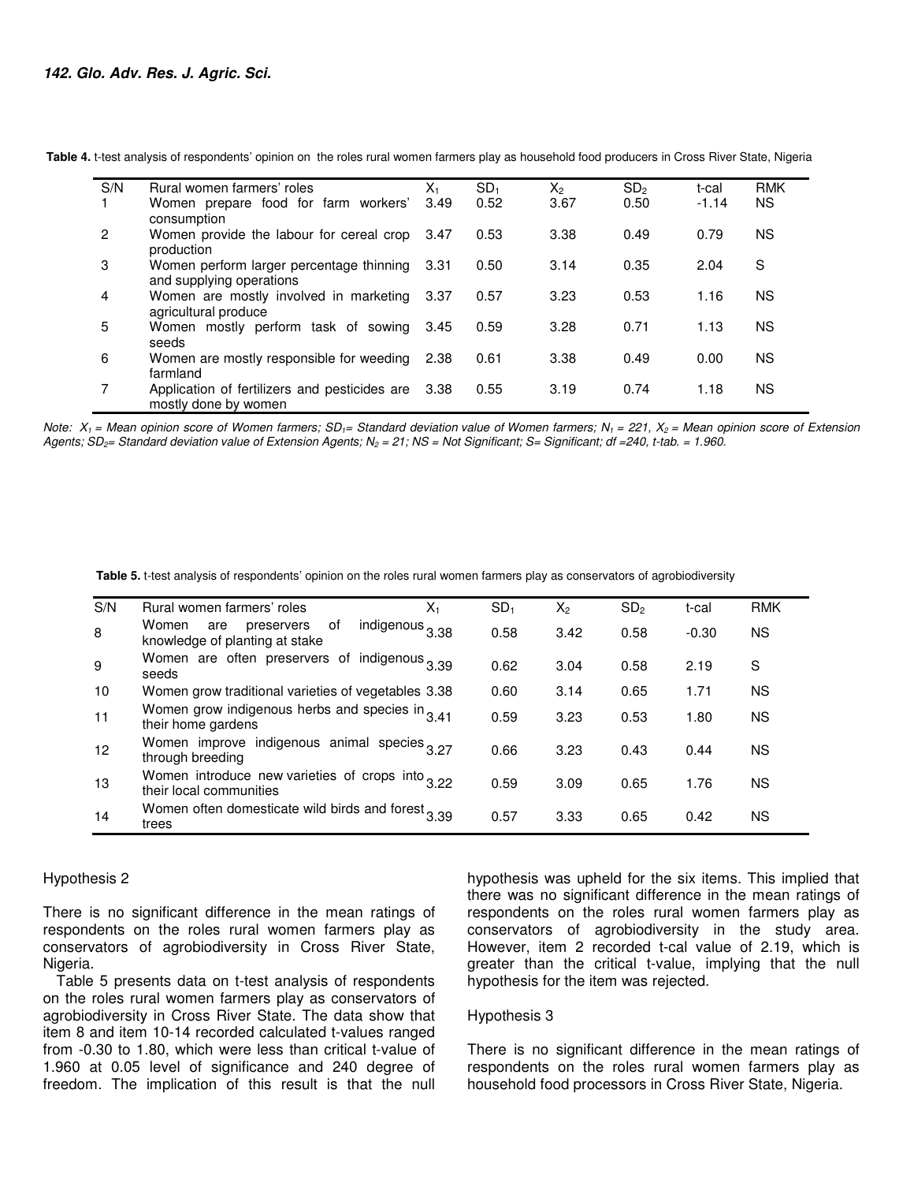**Table 4.** t-test analysis of respondents' opinion on the roles rural women farmers play as household food producers in Cross River State, Nigeria

| S/N | Rural women farmers' roles | $X_1$ | $SD_1$ | $X_2$ | $SD_2$ | t-cal | RMK |
|---|---|---|---|---|---|---|---|
| 1 | Women prepare food for farm workers' consumption | 3.49 | 0.52 | 3.67 | 0.50 | -1.14 | NS |
| 2 | Women provide the labour for cereal crop production | 3.47 | 0.53 | 3.38 | 0.49 | 0.79 | NS |
| 3 | Women perform larger percentage thinning and supplying operations | 3.31 | 0.50 | 3.14 | 0.35 | 2.04 | S |
| 4 | Women are mostly involved in marketing agricultural produce | 3.37 | 0.57 | 3.23 | 0.53 | 1.16 | NS |
| 5 | Women mostly perform task of sowing seeds | 3.45 | 0.59 | 3.28 | 0.71 | 1.13 | NS |
| 6 | Women are mostly responsible for weeding farmland | 2.38 | 0.61 | 3.38 | 0.49 | 0.00 | NS |
| 7 | Application of fertilizers and pesticides are mostly done by women | 3.38 | 0.55 | 3.19 | 0.74 | 1.18 | NS |

*Note: $X_1$ = Mean opinion score of Women farmers; $SD_1$= Standard deviation value of Women farmers; $N_1$ = 221, $X_2$ = Mean opinion score of Extension Agents; $SD_2$= Standard deviation value of Extension Agents; $N_2$ = 21; NS = Not Significant; S= Significant; df =240, t-tab. = 1.960.*

**Table 5.** t-test analysis of respondents' opinion on the roles rural women farmers play as conservators of agrobiodiversity

| S/N | Rural women farmers' roles | $X_1$ | $SD_1$ | $X_2$ | $SD_2$ | t-cal | RMK |
|---|---|---|---|---|---|---|---|
| 8 | Women are preservers of indigenous knowledge of planting at stake | 3.38 | 0.58 | 3.42 | 0.58 | -0.30 | NS |
| 9 | Women are often preservers of indigenous seeds | 3.39 | 0.62 | 3.04 | 0.58 | 2.19 | S |
| 10 | Women grow traditional varieties of vegetables | 3.38 | 0.60 | 3.14 | 0.65 | 1.71 | NS |
| 11 | Women grow indigenous herbs and species in their home gardens | 3.41 | 0.59 | 3.23 | 0.53 | 1.80 | NS |
| 12 | Women improve indigenous animal species through breeding | 3.27 | 0.66 | 3.23 | 0.43 | 0.44 | NS |
| 13 | Women introduce new varieties of crops into their local communities | 3.22 | 0.59 | 3.09 | 0.65 | 1.76 | NS |
| 14 | Women often domesticate wild birds and forest trees | 3.39 | 0.57 | 3.33 | 0.65 | 0.42 | NS |

### Hypothesis 2

There is no significant difference in the mean ratings of respondents on the roles rural women farmers play as conservators of agrobiodiversity in Cross River State, Nigeria.

Table 5 presents data on t-test analysis of respondents on the roles rural women farmers play as conservators of agrobiodiversity in Cross River State. The data show that item 8 and item 10-14 recorded calculated t-values ranged from -0.30 to 1.80, which were less than critical t-value of 1.960 at 0.05 level of significance and 240 degree of freedom. The implication of this result is that the null hypothesis was upheld for the six items. This implied that there was no significant difference in the mean ratings of respondents on the roles rural women farmers play as conservators of agrobiodiversity in the study area. However, item 2 recorded t-cal value of 2.19, which is greater than the critical t-value, implying that the null hypothesis for the item was rejected.

### Hypothesis 3

There is no significant difference in the mean ratings of respondents on the roles rural women farmers play as household food processors in Cross River State, Nigeria.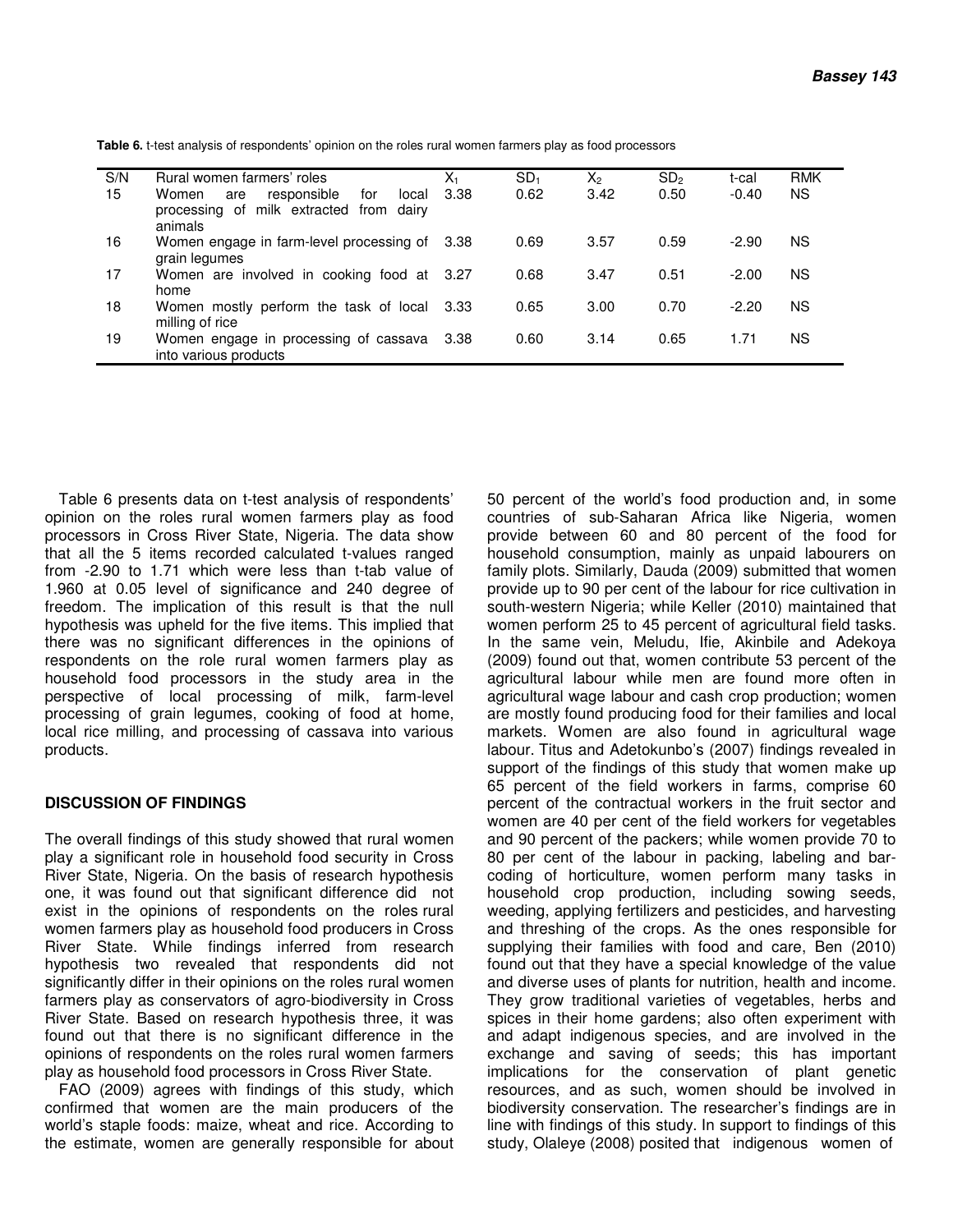**Table 6.** t-test analysis of respondents' opinion on the roles rural women farmers play as food processors

| S/N | Rural women farmers' roles | $X_1$ | $SD_1$ | $X_2$ | $SD_2$ | t-cal | RMK |
|---|---|---|---|---|---|---|---|
| 15 | Women are responsible for local processing of milk extracted from dairy animals | 3.38 | 0.62 | 3.42 | 0.50 | -0.40 | NS |
| 16 | Women engage in farm-level processing of grain legumes | 3.38 | 0.69 | 3.57 | 0.59 | -2.90 | NS |
| 17 | Women are involved in cooking food at home | 3.27 | 0.68 | 3.47 | 0.51 | -2.00 | NS |
| 18 | Women mostly perform the task of local milling of rice | 3.33 | 0.65 | 3.00 | 0.70 | -2.20 | NS |
| 19 | Women engage in processing of cassava into various products | 3.38 | 0.60 | 3.14 | 0.65 | 1.71 | NS |

Table 6 presents data on t-test analysis of respondents' opinion on the roles rural women farmers play as food processors in Cross River State, Nigeria. The data show that all the 5 items recorded calculated t-values ranged from -2.90 to 1.71 which were less than t-tab value of 1.960 at 0.05 level of significance and 240 degree of freedom. The implication of this result is that the null hypothesis was upheld for the five items. This implied that there was no significant differences in the opinions of respondents on the role rural women farmers play as household food processors in the study area in the perspective of local processing of milk, farm-level processing of grain legumes, cooking of food at home, local rice milling, and processing of cassava into various products.

## DISCUSSION OF FINDINGS

The overall findings of this study showed that rural women play a significant role in household food security in Cross River State, Nigeria. On the basis of research hypothesis one, it was found out that significant difference did not exist in the opinions of respondents on the roles rural women farmers play as household food producers in Cross River State. While findings inferred from research hypothesis two revealed that respondents did not significantly differ in their opinions on the roles rural women farmers play as conservators of agro-biodiversity in Cross River State. Based on research hypothesis three, it was found out that there is no significant difference in the opinions of respondents on the roles rural women farmers play as household food processors in Cross River State.

FAO (2009) agrees with findings of this study, which confirmed that women are the main producers of the world's staple foods: maize, wheat and rice. According to the estimate, women are generally responsible for about 50 percent of the world's food production and, in some countries of sub-Saharan Africa like Nigeria, women provide between 60 and 80 percent of the food for household consumption, mainly as unpaid labourers on family plots. Similarly, Dauda (2009) submitted that women provide up to 90 per cent of the labour for rice cultivation in south-western Nigeria; while Keller (2010) maintained that women perform 25 to 45 percent of agricultural field tasks. In the same vein, Meludu, Ifie, Akinbile and Adekoya (2009) found out that, women contribute 53 percent of the agricultural labour while men are found more often in agricultural wage labour and cash crop production; women are mostly found producing food for their families and local markets. Women are also found in agricultural wage labour. Titus and Adetokunbo's (2007) findings revealed in support of the findings of this study that women make up 65 percent of the field workers in farms, comprise 60 percent of the contractual workers in the fruit sector and women are 40 per cent of the field workers for vegetables and 90 percent of the packers; while women provide 70 to 80 per cent of the labour in packing, labeling and bar-coding of horticulture, women perform many tasks in household crop production, including sowing seeds, weeding, applying fertilizers and pesticides, and harvesting and threshing of the crops. As the ones responsible for supplying their families with food and care, Ben (2010) found out that they have a special knowledge of the value and diverse uses of plants for nutrition, health and income. They grow traditional varieties of vegetables, herbs and spices in their home gardens; also often experiment with and adapt indigenous species, and are involved in the exchange and saving of seeds; this has important implications for the conservation of plant genetic resources, and as such, women should be involved in biodiversity conservation. The researcher's findings are in line with findings of this study. In support to findings of this study, Olaleye (2008) posited that indigenous women of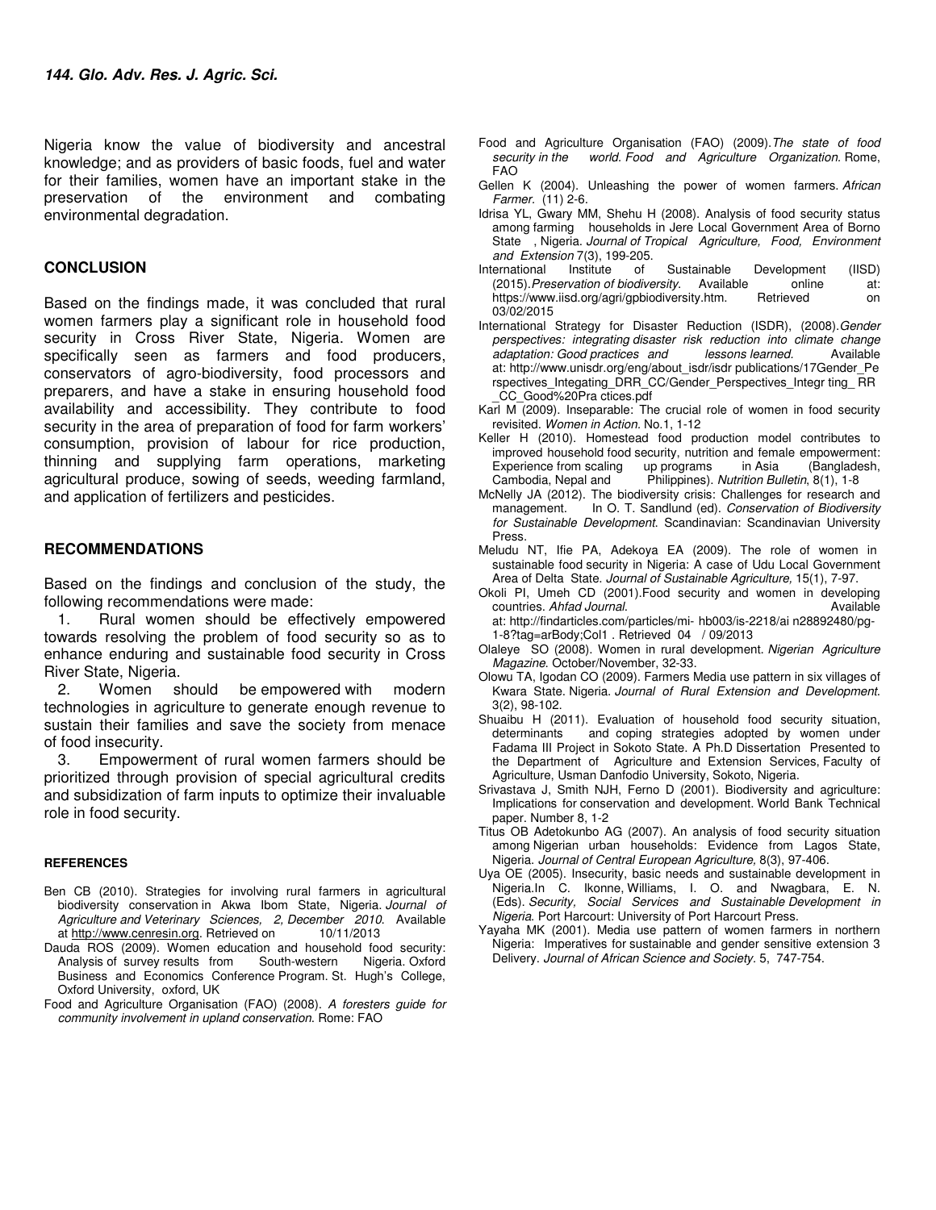Nigeria know the value of biodiversity and ancestral knowledge; and as providers of basic foods, fuel and water for their families, women have an important stake in the preservation of the environment and combating environmental degradation.

## CONCLUSION

Based on the findings made, it was concluded that rural women farmers play a significant role in household food security in Cross River State, Nigeria. Women are specifically seen as farmers and food producers, conservators of agro-biodiversity, food processors and preparers, and have a stake in ensuring household food availability and accessibility. They contribute to food security in the area of preparation of food for farm workers' consumption, provision of labour for rice production, thinning and supplying farm operations, marketing agricultural produce, sowing of seeds, weeding farmland, and application of fertilizers and pesticides.

## RECOMMENDATIONS

Based on the findings and conclusion of the study, the following recommendations were made:

1. Rural women should be effectively empowered towards resolving the problem of food security so as to enhance enduring and sustainable food security in Cross River State, Nigeria.
2. Women should be empowered with modern technologies in agriculture to generate enough revenue to sustain their families and save the society from menace of food insecurity.
3. Empowerment of rural women farmers should be prioritized through provision of special agricultural credits and subsidization of farm inputs to optimize their invaluable role in food security.

## REFERENCES

Ben CB (2010). Strategies for involving rural farmers in agricultural biodiversity conservation in Akwa Ibom State, Nigeria. *Journal of Agriculture and Veterinary Sciences, 2, December 2010.* Available at http://www.cenresin.org. Retrieved on 10/11/2013

Dauda ROS (2009). Women education and household food security: Analysis of survey results from South-western Nigeria. Oxford Business and Economics Conference Program. St. Hugh's College, Oxford University, oxford, UK

Food and Agriculture Organisation (FAO) (2008). *A foresters guide for community involvement in upland conservation.* Rome: FAO

Food and Agriculture Organisation (FAO) (2009).*The state of food security in the world. Food and Agriculture Organization.* Rome, FAO

Gellen K (2004). Unleashing the power of women farmers. *African Farmer.* (11) 2-6.

Idrisa YL, Gwary MM, Shehu H (2008). Analysis of food security status among farming households in Jere Local Government Area of Borno State , Nigeria. *Journal of Tropical Agriculture, Food, Environment and Extension* 7(3), 199-205.

International Institute of Sustainable Development (IISD) (2015).*Preservation of biodiversity.* Available online at: https://www.iisd.org/agri/gpbiodiversity.htm. Retrieved on 03/02/2015

International Strategy for Disaster Reduction (ISDR), (2008).*Gender perspectives: integrating disaster risk reduction into climate change adaptation: Good practices and lessons learned.* Available at: http://www.unisdr.org/eng/about_isdr/isdr publications/17Gender_Perspectives_Integating_DRR_CC/Gender_Perspectives_Integr ting_ RR_CC_Good%20Pra ctices.pdf

Karl M (2009). Inseparable: The crucial role of women in food security revisited. *Women in Action.* No.1, 1-12

Keller H (2010). Homestead food production model contributes to improved household food security, nutrition and female empowerment: Experience from scaling up programs in Asia (Bangladesh, Cambodia, Nepal and Philippines). *Nutrition Bulletin*, 8(1), 1-8

McNelly JA (2012). The biodiversity crisis: Challenges for research and management. In O. T. Sandlund (ed). *Conservation of Biodiversity for Sustainable Development.* Scandinavian: Scandinavian University Press.

Meludu NT, Ifie PA, Adekoya EA (2009). The role of women in sustainable food security in Nigeria: A case of Udu Local Government Area of Delta State. *Journal of Sustainable Agriculture,* 15(1), 7-97.

Okoli PI, Umeh CD (2001).Food security and women in developing countries. *Ahfad Journal.* Available at: http://findarticles.com/particles/mi- hb003/is-2218/ai n28892480/pg-1-8?tag=arBody;Col1 . Retrieved 04 / 09/2013

Olaleye SO (2008). Women in rural development. *Nigerian Agriculture Magazine.* October/November, 32-33.

Olowu TA, Igodan CO (2009). Farmers Media use pattern in six villages of Kwara State. Nigeria. *Journal of Rural Extension and Development.* 3(2), 98-102.

Shuaibu H (2011). Evaluation of household food security situation, determinants and coping strategies adopted by women under Fadama III Project in Sokoto State. A Ph.D Dissertation Presented to the Department of Agriculture and Extension Services, Faculty of Agriculture, Usman Danfodio University, Sokoto, Nigeria.

Srivastava J, Smith NJH, Ferno D (2001). Biodiversity and agriculture: Implications for conservation and development. World Bank Technical paper. Number 8, 1-2

Titus OB Adetokunbo AG (2007). An analysis of food security situation among Nigerian urban households: Evidence from Lagos State, Nigeria. *Journal of Central European Agriculture,* 8(3), 97-406.

Uya OE (2005). Insecurity, basic needs and sustainable development in Nigeria.In C. Ikonne, Williams, I. O. and Nwagbara, E. N. (Eds). *Security, Social Services and Sustainable Development in Nigeria.* Port Harcourt: University of Port Harcourt Press.

Yayaha MK (2001). Media use pattern of women farmers in northern Nigeria: Imperatives for sustainable and gender sensitive extension 3 Delivery. *Journal of African Science and Society.* 5, 747-754.